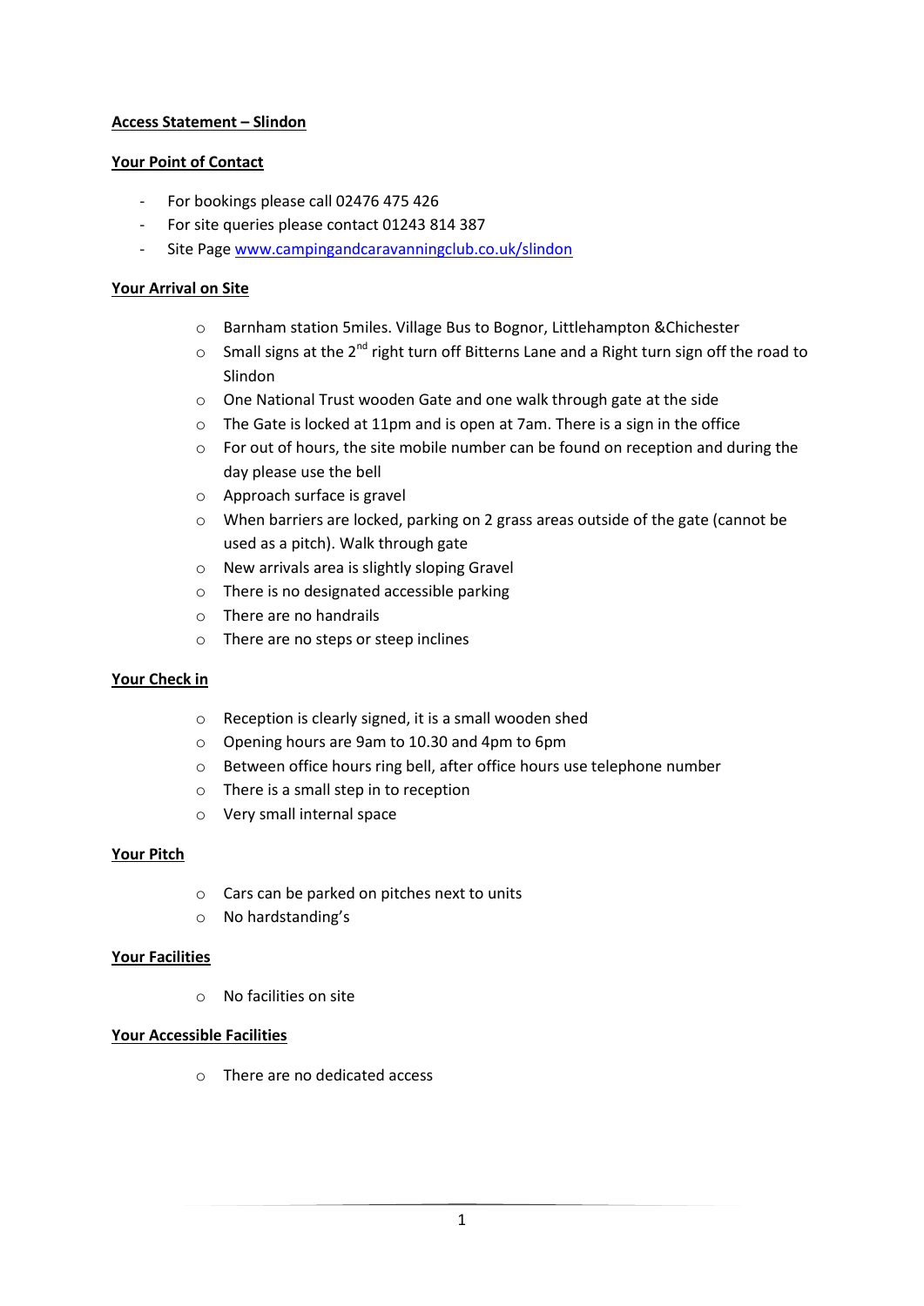**Access Statement – Slindon**

**Your Point of Contact**

- For bookings please call 02476 475 426
- For site queries please contact 01243 814 387
- Site Page [www.campingandcaravanningclub.co.uk/slindon](www.campingandcaravanningclub.co.uk/slindon)

**Your Arrival on Site**

- Barnham station 5miles. Village Bus to Bognor, Littlehampton &Chichester
- Small signs at the 2nd right turn off Bitterns Lane and a Right turn sign off the road to Slindon
- One National Trust wooden Gate and one walk through gate at the side
- The Gate is locked at 11pm and is open at 7am. There is a sign in the office
- For out of hours, the site mobile number can be found on reception and during the day please use the bell
- Approach surface is gravel
- When barriers are locked, parking on 2 grass areas outside of the gate (cannot be used as a pitch). Walk through gate
- New arrivals area is slightly sloping Gravel
- There is no designated accessible parking
- There are no handrails
- There are no steps or steep inclines

**Your Check in**

- Reception is clearly signed, it is a small wooden shed
- Opening hours are 9am to 10.30 and 4pm to 6pm
- Between office hours ring bell, after office hours use telephone number
- There is a small step in to reception
- Very small internal space

**Your Pitch**

- Cars can be parked on pitches next to units
- No hardstanding's

**Your Facilities**

- No facilities on site

**Your Accessible Facilities**

- There are no dedicated access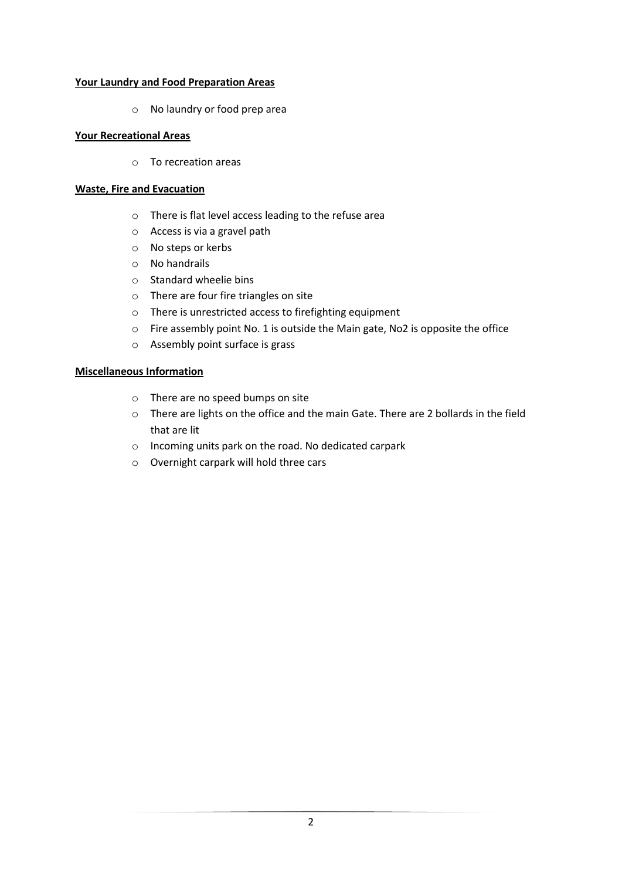**Your Laundry and Food Preparation Areas**

- No laundry or food prep area

**Your Recreational Areas**

- To recreation areas

**Waste, Fire and Evacuation**

- There is flat level access leading to the refuse area
- Access is via a gravel path
- No steps or kerbs
- No handrails
- Standard wheelie bins
- There are four fire triangles on site
- There is unrestricted access to firefighting equipment
- Fire assembly point No. 1 is outside the Main gate, No2 is opposite the office
- Assembly point surface is grass

**Miscellaneous Information**

- There are no speed bumps on site
- There are lights on the office and the main Gate. There are 2 bollards in the field that are lit
- Incoming units park on the road. No dedicated carpark
- Overnight carpark will hold three cars